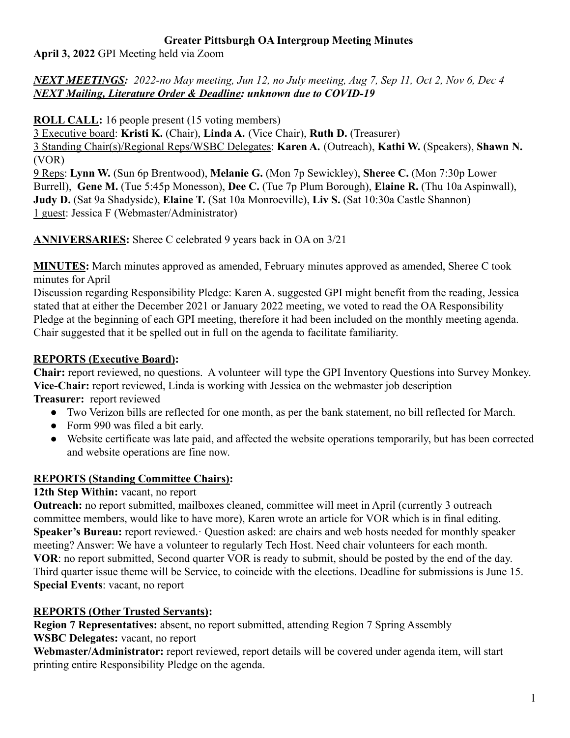# Greater Pittsburgh OA Intergroup Meeting Minutes

**April 3, 2022** GPI Meeting held via Zoom

***NEXT MEETINGS:*** *2022-no May meeting, Jun 12, no July meeting, Aug 7, Sep 11, Oct 2, Nov 6, Dec 4*
***NEXT Mailing, Literature Order & Deadline: unknown due to COVID-19***

**ROLL CALL:** 16 people present (15 voting members)
3 Executive board: **Kristi K.** (Chair), **Linda A.** (Vice Chair), **Ruth D.** (Treasurer)
3 Standing Chair(s)/Regional Reps/WSBC Delegates: **Karen A.** (Outreach), **Kathi W.** (Speakers), **Shawn N.** (VOR)
9 Reps: **Lynn W.** (Sun 6p Brentwood), **Melanie G.** (Mon 7p Sewickley), **Sheree C.** (Mon 7:30p Lower Burrell), **Gene M.** (Tue 5:45p Monesson), **Dee C.** (Tue 7p Plum Borough), **Elaine R.** (Thu 10a Aspinwall), **Judy D.** (Sat 9a Shadyside), **Elaine T.** (Sat 10a Monroeville), **Liv S.** (Sat 10:30a Castle Shannon)
1 guest: Jessica F (Webmaster/Administrator)

**ANNIVERSARIES:** Sheree C celebrated 9 years back in OA on 3/21

**MINUTES:** March minutes approved as amended, February minutes approved as amended, Sheree C took minutes for April
Discussion regarding Responsibility Pledge: Karen A. suggested GPI might benefit from the reading, Jessica stated that at either the December 2021 or January 2022 meeting, we voted to read the OA Responsibility Pledge at the beginning of each GPI meeting, therefore it had been included on the monthly meeting agenda. Chair suggested that it be spelled out in full on the agenda to facilitate familiarity.

## REPORTS (Executive Board):

**Chair:** report reviewed, no questions. A volunteer will type the GPI Inventory Questions into Survey Monkey.
**Vice-Chair:** report reviewed, Linda is working with Jessica on the webmaster job description
**Treasurer:** report reviewed

- Two Verizon bills are reflected for one month, as per the bank statement, no bill reflected for March.
- Form 990 was filed a bit early.
- Website certificate was late paid, and affected the website operations temporarily, but has been corrected and website operations are fine now.

## REPORTS (Standing Committee Chairs):

**12th Step Within:** vacant, no report
**Outreach:** no report submitted, mailboxes cleaned, committee will meet in April (currently 3 outreach committee members, would like to have more), Karen wrote an article for VOR which is in final editing.
**Speaker's Bureau:** report reviewed.· Question asked: are chairs and web hosts needed for monthly speaker meeting? Answer: We have a volunteer to regularly Tech Host. Need chair volunteers for each month.
**VOR**: no report submitted, Second quarter VOR is ready to submit, should be posted by the end of the day. Third quarter issue theme will be Service, to coincide with the elections. Deadline for submissions is June 15.
**Special Events**: vacant, no report

## REPORTS (Other Trusted Servants):

**Region 7 Representatives:** absent, no report submitted, attending Region 7 Spring Assembly
**WSBC Delegates:** vacant, no report
**Webmaster/Administrator:** report reviewed, report details will be covered under agenda item, will start printing entire Responsibility Pledge on the agenda.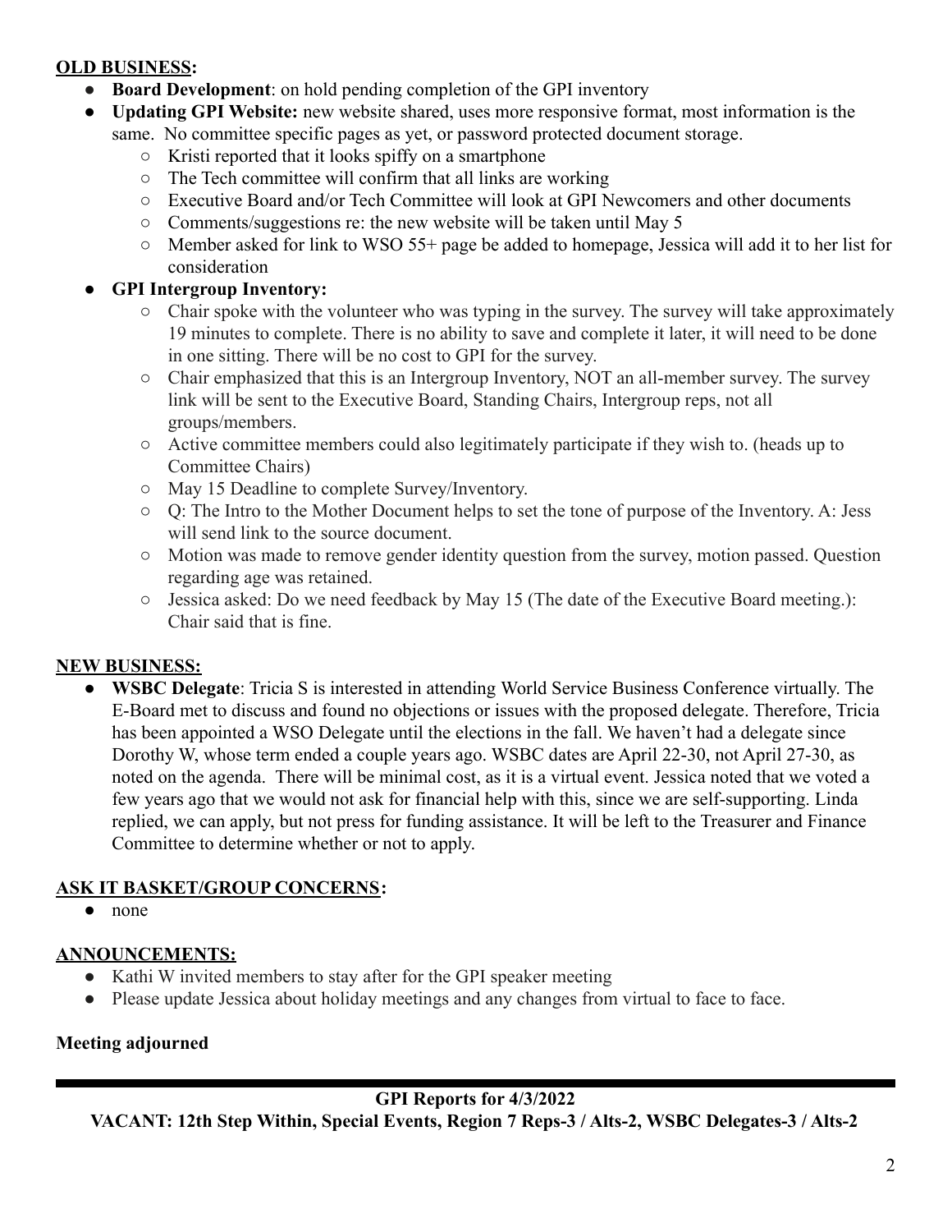**OLD BUSINESS:**

- **Board Development**: on hold pending completion of the GPI inventory
- **Updating GPI Website:** new website shared, uses more responsive format, most information is the same. No committee specific pages as yet, or password protected document storage.
  - Kristi reported that it looks spiffy on a smartphone
  - The Tech committee will confirm that all links are working
  - Executive Board and/or Tech Committee will look at GPI Newcomers and other documents
  - Comments/suggestions re: the new website will be taken until May 5
  - Member asked for link to WSO 55+ page be added to homepage, Jessica will add it to her list for consideration
- **GPI Intergroup Inventory:**
  - Chair spoke with the volunteer who was typing in the survey. The survey will take approximately 19 minutes to complete. There is no ability to save and complete it later, it will need to be done in one sitting. There will be no cost to GPI for the survey.
  - Chair emphasized that this is an Intergroup Inventory, NOT an all-member survey. The survey link will be sent to the Executive Board, Standing Chairs, Intergroup reps, not all groups/members.
  - Active committee members could also legitimately participate if they wish to. (heads up to Committee Chairs)
  - May 15 Deadline to complete Survey/Inventory.
  - Q: The Intro to the Mother Document helps to set the tone of purpose of the Inventory. A: Jess will send link to the source document.
  - Motion was made to remove gender identity question from the survey, motion passed. Question regarding age was retained.
  - Jessica asked: Do we need feedback by May 15 (The date of the Executive Board meeting.): Chair said that is fine.

**NEW BUSINESS:**

- **WSBC Delegate**: Tricia S is interested in attending World Service Business Conference virtually. The E-Board met to discuss and found no objections or issues with the proposed delegate. Therefore, Tricia has been appointed a WSO Delegate until the elections in the fall. We haven't had a delegate since Dorothy W, whose term ended a couple years ago. WSBC dates are April 22-30, not April 27-30, as noted on the agenda. There will be minimal cost, as it is a virtual event. Jessica noted that we voted a few years ago that we would not ask for financial help with this, since we are self-supporting. Linda replied, we can apply, but not press for funding assistance. It will be left to the Treasurer and Finance Committee to determine whether or not to apply.

**ASK IT BASKET/GROUP CONCERNS:**

- none

**ANNOUNCEMENTS:**

- Kathi W invited members to stay after for the GPI speaker meeting
- Please update Jessica about holiday meetings and any changes from virtual to face to face.

**Meeting adjourned**

---

**GPI Reports for 4/3/2022**

**VACANT: 12th Step Within, Special Events, Region 7 Reps-3 / Alts-2, WSBC Delegates-3 / Alts-2**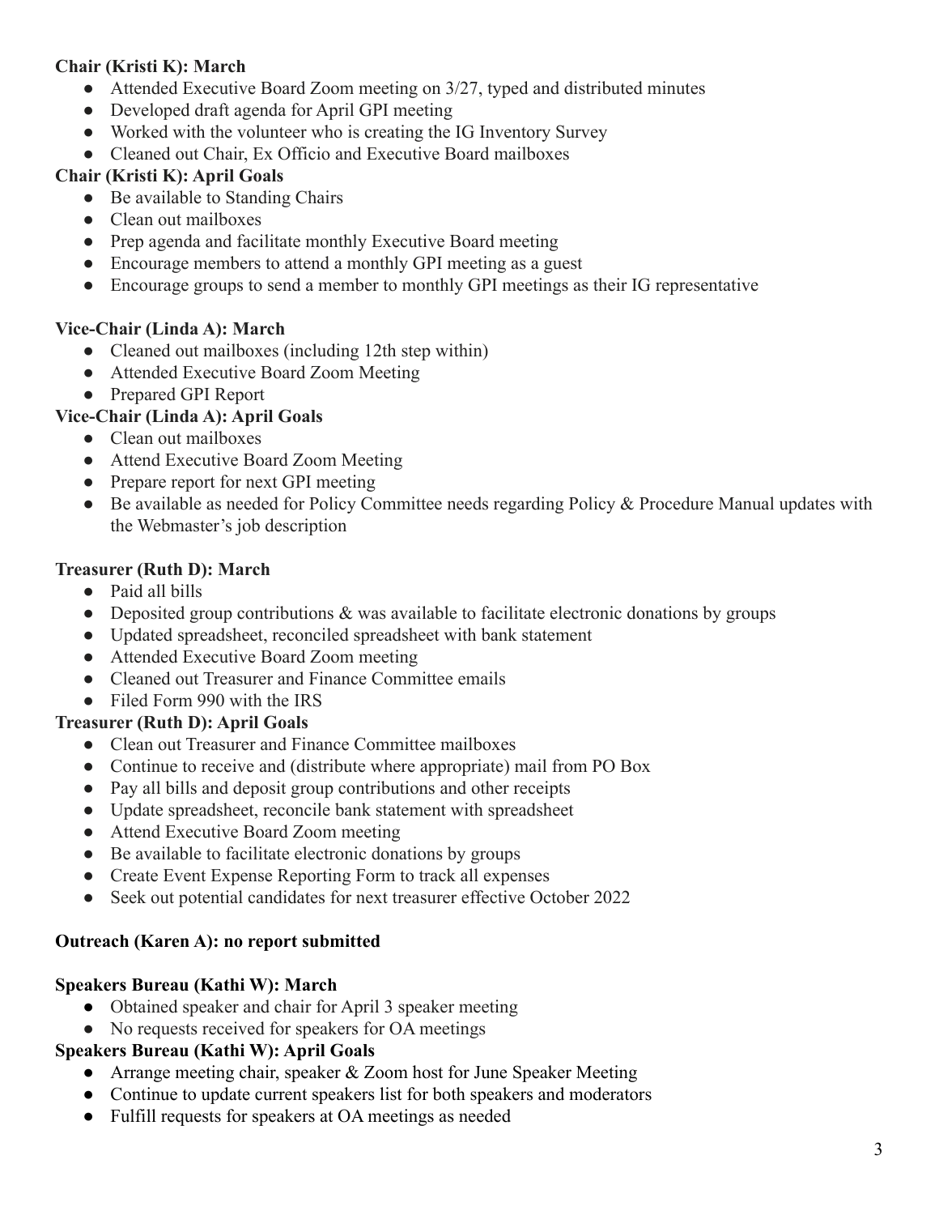**Chair (Kristi K): March**

- Attended Executive Board Zoom meeting on 3/27, typed and distributed minutes
- Developed draft agenda for April GPI meeting
- Worked with the volunteer who is creating the IG Inventory Survey
- Cleaned out Chair, Ex Officio and Executive Board mailboxes

**Chair (Kristi K): April Goals**

- Be available to Standing Chairs
- Clean out mailboxes
- Prep agenda and facilitate monthly Executive Board meeting
- Encourage members to attend a monthly GPI meeting as a guest
- Encourage groups to send a member to monthly GPI meetings as their IG representative

**Vice-Chair (Linda A): March**

- Cleaned out mailboxes (including 12th step within)
- Attended Executive Board Zoom Meeting
- Prepared GPI Report

**Vice-Chair (Linda A): April Goals**

- Clean out mailboxes
- Attend Executive Board Zoom Meeting
- Prepare report for next GPI meeting
- Be available as needed for Policy Committee needs regarding Policy & Procedure Manual updates with the Webmaster's job description

**Treasurer (Ruth D): March**

- Paid all bills
- Deposited group contributions & was available to facilitate electronic donations by groups
- Updated spreadsheet, reconciled spreadsheet with bank statement
- Attended Executive Board Zoom meeting
- Cleaned out Treasurer and Finance Committee emails
- Filed Form 990 with the IRS

**Treasurer (Ruth D): April Goals**

- Clean out Treasurer and Finance Committee mailboxes
- Continue to receive and (distribute where appropriate) mail from PO Box
- Pay all bills and deposit group contributions and other receipts
- Update spreadsheet, reconcile bank statement with spreadsheet
- Attend Executive Board Zoom meeting
- Be available to facilitate electronic donations by groups
- Create Event Expense Reporting Form to track all expenses
- Seek out potential candidates for next treasurer effective October 2022

**Outreach (Karen A): no report submitted**

**Speakers Bureau (Kathi W): March**

- Obtained speaker and chair for April 3 speaker meeting
- No requests received for speakers for OA meetings

**Speakers Bureau (Kathi W): April Goals**

- Arrange meeting chair, speaker & Zoom host for June Speaker Meeting
- Continue to update current speakers list for both speakers and moderators
- Fulfill requests for speakers at OA meetings as needed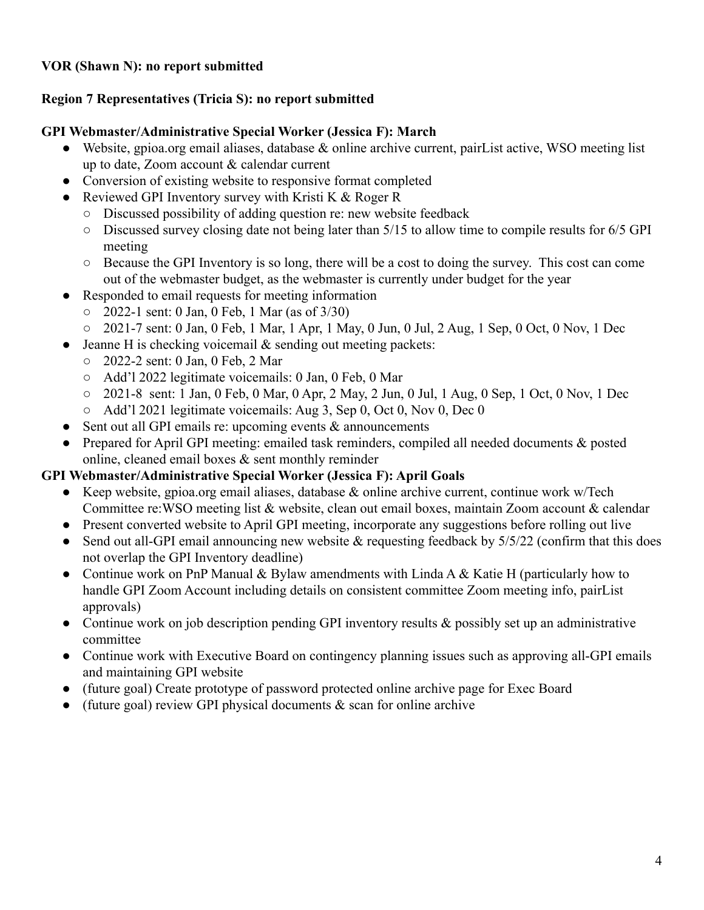**VOR (Shawn N): no report submitted**

**Region 7 Representatives (Tricia S): no report submitted**

**GPI Webmaster/Administrative Special Worker (Jessica F): March**

- Website, gpioa.org email aliases, database & online archive current, pairList active, WSO meeting list up to date, Zoom account & calendar current
- Conversion of existing website to responsive format completed
- Reviewed GPI Inventory survey with Kristi K & Roger R
  - Discussed possibility of adding question re: new website feedback
  - Discussed survey closing date not being later than 5/15 to allow time to compile results for 6/5 GPI meeting
  - Because the GPI Inventory is so long, there will be a cost to doing the survey. This cost can come out of the webmaster budget, as the webmaster is currently under budget for the year
- Responded to email requests for meeting information
  - 2022-1 sent: 0 Jan, 0 Feb, 1 Mar (as of 3/30)
  - 2021-7 sent: 0 Jan, 0 Feb, 1 Mar, 1 Apr, 1 May, 0 Jun, 0 Jul, 2 Aug, 1 Sep, 0 Oct, 0 Nov, 1 Dec
- Jeanne H is checking voicemail & sending out meeting packets:
  - 2022-2 sent: 0 Jan, 0 Feb, 2 Mar
  - Add'l 2022 legitimate voicemails: 0 Jan, 0 Feb, 0 Mar
  - 2021-8 sent: 1 Jan, 0 Feb, 0 Mar, 0 Apr, 2 May, 2 Jun, 0 Jul, 1 Aug, 0 Sep, 1 Oct, 0 Nov, 1 Dec
  - Add'l 2021 legitimate voicemails: Aug 3, Sep 0, Oct 0, Nov 0, Dec 0
- Sent out all GPI emails re: upcoming events & announcements
- Prepared for April GPI meeting: emailed task reminders, compiled all needed documents & posted online, cleaned email boxes & sent monthly reminder

**GPI Webmaster/Administrative Special Worker (Jessica F): April Goals**

- Keep website, gpioa.org email aliases, database & online archive current, continue work w/Tech Committee re:WSO meeting list & website, clean out email boxes, maintain Zoom account & calendar
- Present converted website to April GPI meeting, incorporate any suggestions before rolling out live
- Send out all-GPI email announcing new website & requesting feedback by 5/5/22 (confirm that this does not overlap the GPI Inventory deadline)
- Continue work on PnP Manual & Bylaw amendments with Linda A & Katie H (particularly how to handle GPI Zoom Account including details on consistent committee Zoom meeting info, pairList approvals)
- Continue work on job description pending GPI inventory results & possibly set up an administrative committee
- Continue work with Executive Board on contingency planning issues such as approving all-GPI emails and maintaining GPI website
- (future goal) Create prototype of password protected online archive page for Exec Board
- (future goal) review GPI physical documents & scan for online archive